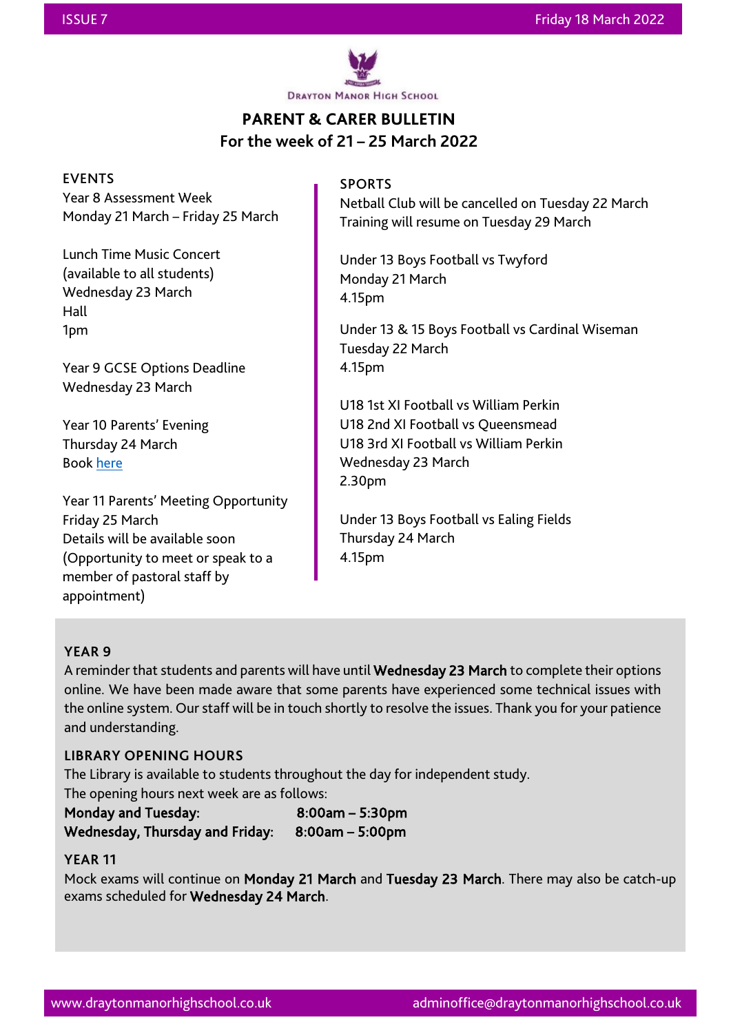DRAYTON MANOR HIGH SCHOOL

# PARENT & CARER BULLETIN
## For the week of 21 – 25 March 2022

### EVENTS

Year 8 Assessment Week
Monday 21 March – Friday 25 March

Lunch Time Music Concert
(available to all students)
Wednesday 23 March
Hall
1pm

Year 9 GCSE Options Deadline
Wednesday 23 March

Year 10 Parents' Evening
Thursday 24 March
Book here

Year 11 Parents' Meeting Opportunity
Friday 25 March
Details will be available soon
(Opportunity to meet or speak to a member of pastoral staff by appointment)

### SPORTS

Netball Club will be cancelled on Tuesday 22 March
Training will resume on Tuesday 29 March

Under 13 Boys Football vs Twyford
Monday 21 March
4.15pm

Under 13 & 15 Boys Football vs Cardinal Wiseman
Tuesday 22 March
4.15pm

U18 1st XI Football vs William Perkin
U18 2nd XI Football vs Queensmead
U18 3rd XI Football vs William Perkin
Wednesday 23 March
2.30pm

Under 13 Boys Football vs Ealing Fields
Thursday 24 March
4.15pm

### YEAR 9

A reminder that students and parents will have until **Wednesday 23 March** to complete their options online. We have been made aware that some parents have experienced some technical issues with the online system. Our staff will be in touch shortly to resolve the issues. Thank you for your patience and understanding.

### LIBRARY OPENING HOURS

The Library is available to students throughout the day for independent study.
The opening hours next week are as follows:
**Monday and Tuesday:** **8:00am – 5:30pm**
**Wednesday, Thursday and Friday:** **8:00am – 5:00pm**

### YEAR 11

Mock exams will continue on **Monday 21 March** and **Tuesday 23 March**. There may also be catch-up exams scheduled for **Wednesday 24 March**.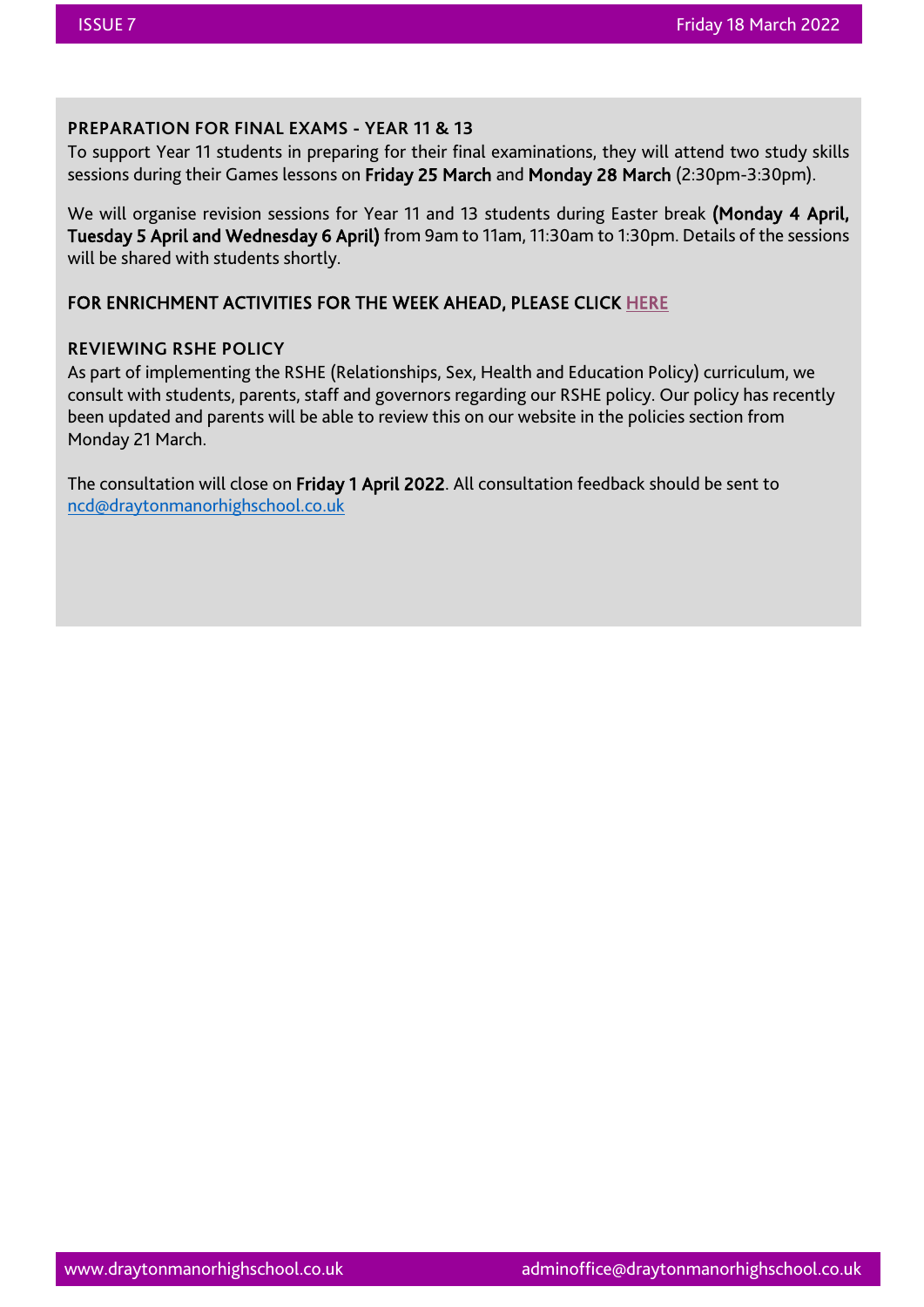## PREPARATION FOR FINAL EXAMS - YEAR 11 & 13

To support Year 11 students in preparing for their final examinations, they will attend two study skills sessions during their Games lessons on **Friday 25 March** and **Monday 28 March** (2:30pm-3:30pm).

We will organise revision sessions for Year 11 and 13 students during Easter break **(Monday 4 April, Tuesday 5 April and Wednesday 6 April)** from 9am to 11am, 11:30am to 1:30pm. Details of the sessions will be shared with students shortly.

**FOR ENRICHMENT ACTIVITIES FOR THE WEEK AHEAD, PLEASE CLICK HERE**

## REVIEWING RSHE POLICY

As part of implementing the RSHE (Relationships, Sex, Health and Education Policy) curriculum, we consult with students, parents, staff and governors regarding our RSHE policy. Our policy has recently been updated and parents will be able to review this on our website in the policies section from Monday 21 March.

The consultation will close on **Friday 1 April 2022**. All consultation feedback should be sent to ncd@draytonmanorhighschool.co.uk